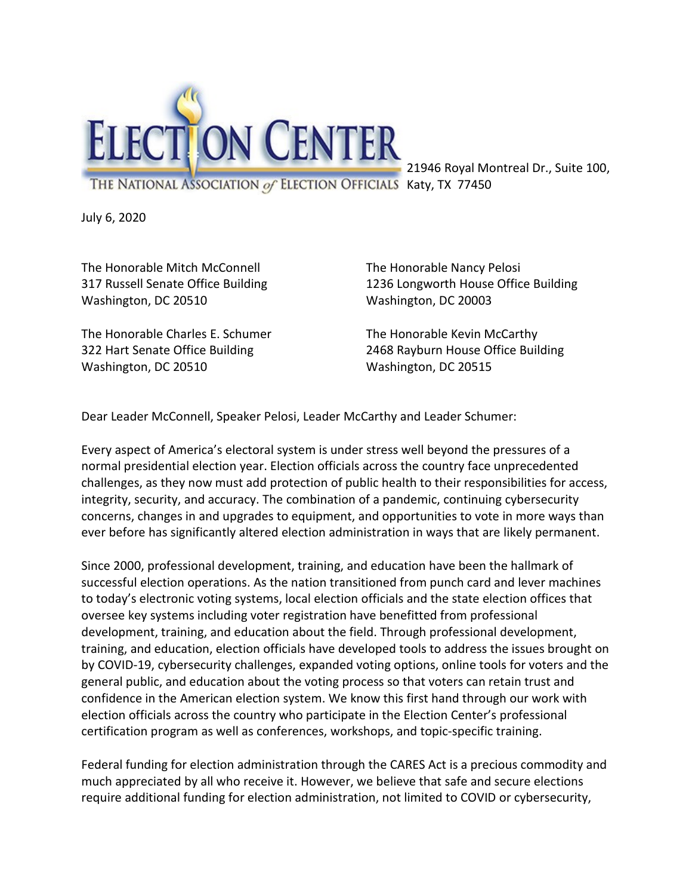ELECTION CENTER
THE NATIONAL ASSOCIATION of ELECTION OFFICIALS

21946 Royal Montreal Dr., Suite 100,
Katy, TX 77450

July 6, 2020

The Honorable Mitch McConnell
317 Russell Senate Office Building
Washington, DC 20510

The Honorable Charles E. Schumer
322 Hart Senate Office Building
Washington, DC 20510

The Honorable Nancy Pelosi
1236 Longworth House Office Building
Washington, DC 20003

The Honorable Kevin McCarthy
2468 Rayburn House Office Building
Washington, DC 20515

Dear Leader McConnell, Speaker Pelosi, Leader McCarthy and Leader Schumer:

Every aspect of America's electoral system is under stress well beyond the pressures of a normal presidential election year. Election officials across the country face unprecedented challenges, as they now must add protection of public health to their responsibilities for access, integrity, security, and accuracy. The combination of a pandemic, continuing cybersecurity concerns, changes in and upgrades to equipment, and opportunities to vote in more ways than ever before has significantly altered election administration in ways that are likely permanent.

Since 2000, professional development, training, and education have been the hallmark of successful election operations. As the nation transitioned from punch card and lever machines to today's electronic voting systems, local election officials and the state election offices that oversee key systems including voter registration have benefitted from professional development, training, and education about the field. Through professional development, training, and education, election officials have developed tools to address the issues brought on by COVID-19, cybersecurity challenges, expanded voting options, online tools for voters and the general public, and education about the voting process so that voters can retain trust and confidence in the American election system. We know this first hand through our work with election officials across the country who participate in the Election Center's professional certification program as well as conferences, workshops, and topic-specific training.

Federal funding for election administration through the CARES Act is a precious commodity and much appreciated by all who receive it. However, we believe that safe and secure elections require additional funding for election administration, not limited to COVID or cybersecurity,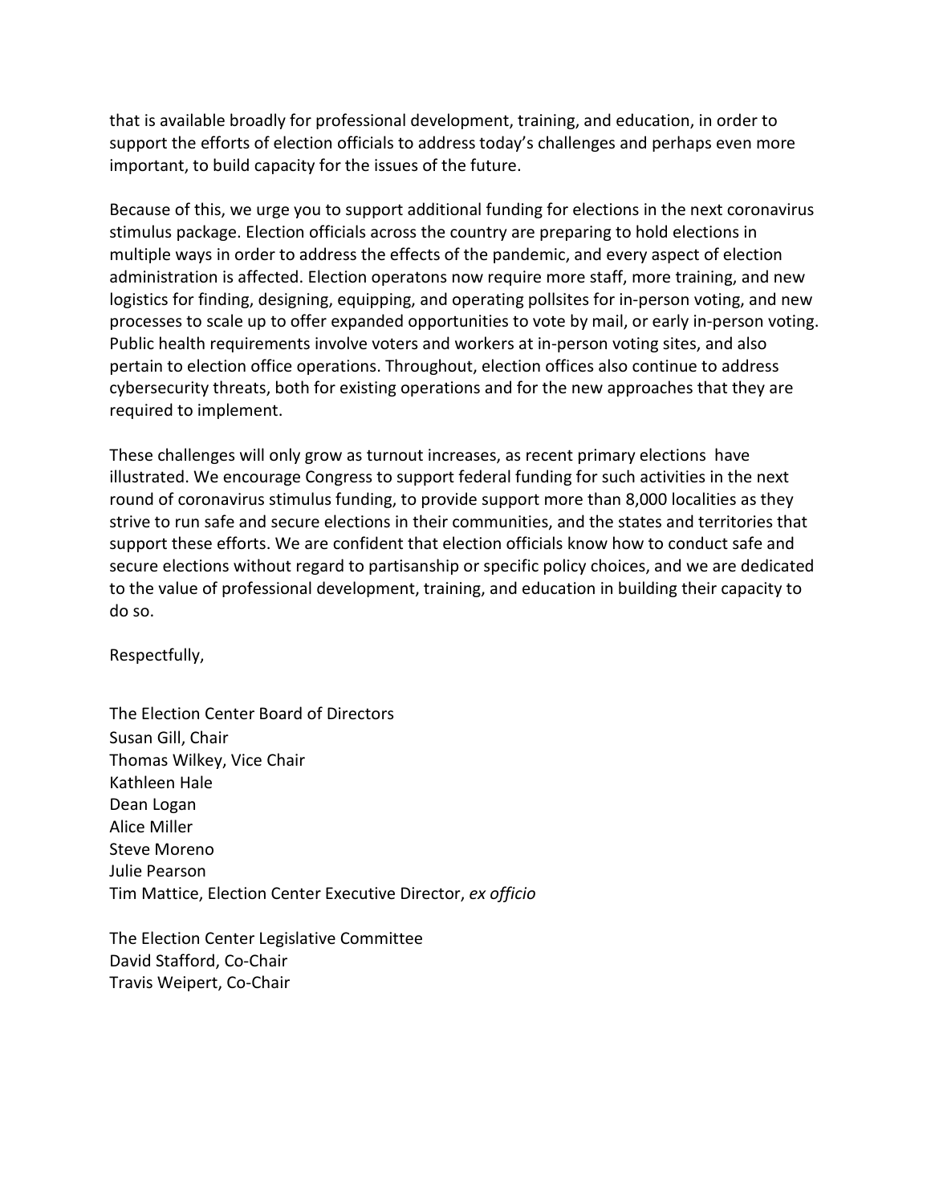that is available broadly for professional development, training, and education, in order to support the efforts of election officials to address today's challenges and perhaps even more important, to build capacity for the issues of the future.

Because of this, we urge you to support additional funding for elections in the next coronavirus stimulus package. Election officials across the country are preparing to hold elections in multiple ways in order to address the effects of the pandemic, and every aspect of election administration is affected. Election operatons now require more staff, more training, and new logistics for finding, designing, equipping, and operating pollsites for in-person voting, and new processes to scale up to offer expanded opportunities to vote by mail, or early in-person voting. Public health requirements involve voters and workers at in-person voting sites, and also pertain to election office operations. Throughout, election offices also continue to address cybersecurity threats, both for existing operations and for the new approaches that they are required to implement.

These challenges will only grow as turnout increases, as recent primary elections have illustrated. We encourage Congress to support federal funding for such activities in the next round of coronavirus stimulus funding, to provide support more than 8,000 localities as they strive to run safe and secure elections in their communities, and the states and territories that support these efforts. We are confident that election officials know how to conduct safe and secure elections without regard to partisanship or specific policy choices, and we are dedicated to the value of professional development, training, and education in building their capacity to do so.

Respectfully,

The Election Center Board of Directors
Susan Gill, Chair
Thomas Wilkey, Vice Chair
Kathleen Hale
Dean Logan
Alice Miller
Steve Moreno
Julie Pearson
Tim Mattice, Election Center Executive Director, *ex officio*

The Election Center Legislative Committee
David Stafford, Co-Chair
Travis Weipert, Co-Chair